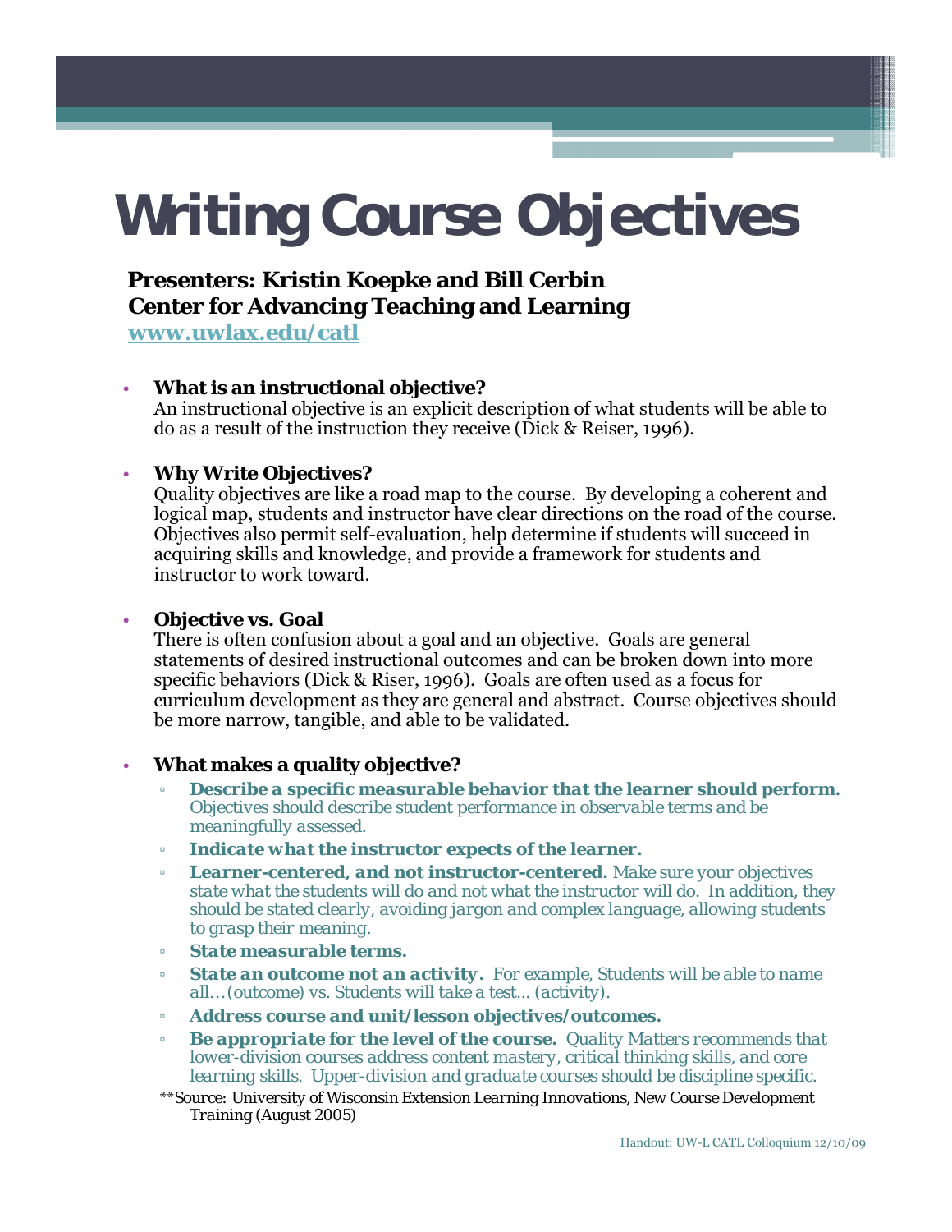# Writing Course Objectives

**Presenters: Kristin Koepke and Bill Cerbin**
**Center for Advancing Teaching and Learning**
**[www.uwlax.edu/catl](http://www.uwlax.edu/catl)**

- **What is an instructional objective?**
  An instructional objective is an explicit description of what students will be able to do as a result of the instruction they receive (Dick & Reiser, 1996).

- **Why Write Objectives?**
  Quality objectives are like a road map to the course. By developing a coherent and logical map, students and instructor have clear directions on the road of the course. Objectives also permit self-evaluation, help determine if students will succeed in acquiring skills and knowledge, and provide a framework for students and instructor to work toward.

- **Objective vs. Goal**
  There is often confusion about a goal and an objective. Goals are general statements of desired instructional outcomes and can be broken down into more specific behaviors (Dick & Riser, 1996). Goals are often used as a focus for curriculum development as they are general and abstract. Course objectives should be more narrow, tangible, and able to be validated.

- **What makes a quality objective?**
  - ***Describe a specific measurable behavior that the learner should perform.*** *Objectives should describe student performance in observable terms and be meaningfully assessed.*
  - ***Indicate what the instructor expects of the learner.***
  - ***Learner-centered, and not instructor-centered.*** *Make sure your objectives state what the students will do and not what the instructor will do. In addition, they should be stated clearly, avoiding jargon and complex language, allowing students to grasp their meaning.*
  - ***State measurable terms.***
  - ***State an outcome not an activity.*** *For example, Students will be able to name all…(outcome) vs. Students will take a test… (activity).*
  - ***Address course and unit/lesson objectives/outcomes.***
  - ***Be appropriate for the level of the course.*** *Quality Matters recommends that lower-division courses address content mastery, critical thinking skills, and core learning skills. Upper-division and graduate courses should be discipline specific.*

**Source: University of Wisconsin Extension Learning Innovations, New Course Development Training (August 2005)

Handout: UW-L CATL Colloquium 12/10/09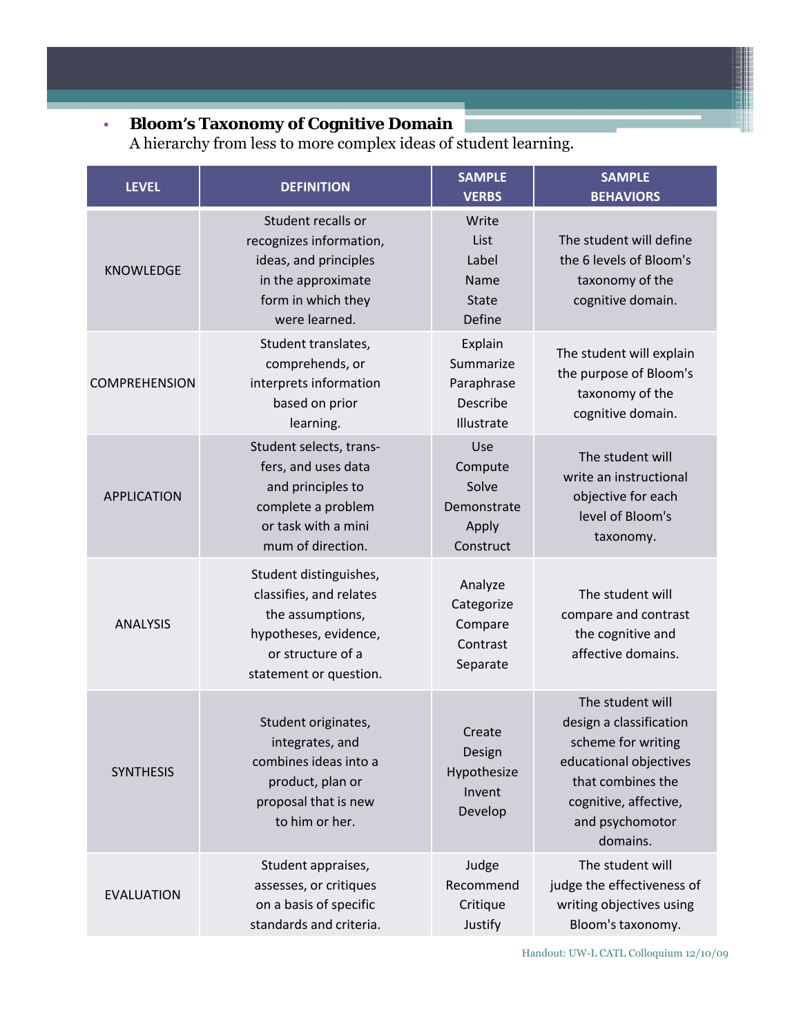- **Bloom's Taxonomy of Cognitive Domain**
  A hierarchy from less to more complex ideas of student learning.

| LEVEL | DEFINITION | SAMPLE VERBS | SAMPLE BEHAVIORS |
|---|---|---|---|
| KNOWLEDGE | Student recalls or recognizes information, ideas, and principles in the approximate form in which they were learned. | Write<br>List<br>Label<br>Name<br>State<br>Define | The student will define the 6 levels of Bloom's taxonomy of the cognitive domain. |
| COMPREHENSION | Student translates, comprehends, or interprets information based on prior learning. | Explain<br>Summarize<br>Paraphrase<br>Describe<br>Illustrate | The student will explain the purpose of Bloom's taxonomy of the cognitive domain. |
| APPLICATION | Student selects, trans- fers, and uses data and principles to complete a problem or task with a mini mum of direction. | Use<br>Compute<br>Solve<br>Demonstrate<br>Apply<br>Construct | The student will write an instructional objective for each level of Bloom's taxonomy. |
| ANALYSIS | Student distinguishes, classifies, and relates the assumptions, hypotheses, evidence, or structure of a statement or question. | Analyze<br>Categorize<br>Compare<br>Contrast<br>Separate | The student will compare and contrast the cognitive and affective domains. |
| SYNTHESIS | Student originates, integrates, and combines ideas into a product, plan or proposal that is new to him or her. | Create<br>Design<br>Hypothesize<br>Invent<br>Develop | The student will design a classification scheme for writing educational objectives that combines the cognitive, affective, and psychomotor domains. |
| EVALUATION | Student appraises, assesses, or critiques on a basis of specific standards and criteria. | Judge<br>Recommend<br>Critique<br>Justify | The student will judge the effectiveness of writing objectives using Bloom's taxonomy. |

Handout: UW-L CATL Colloquium 12/10/09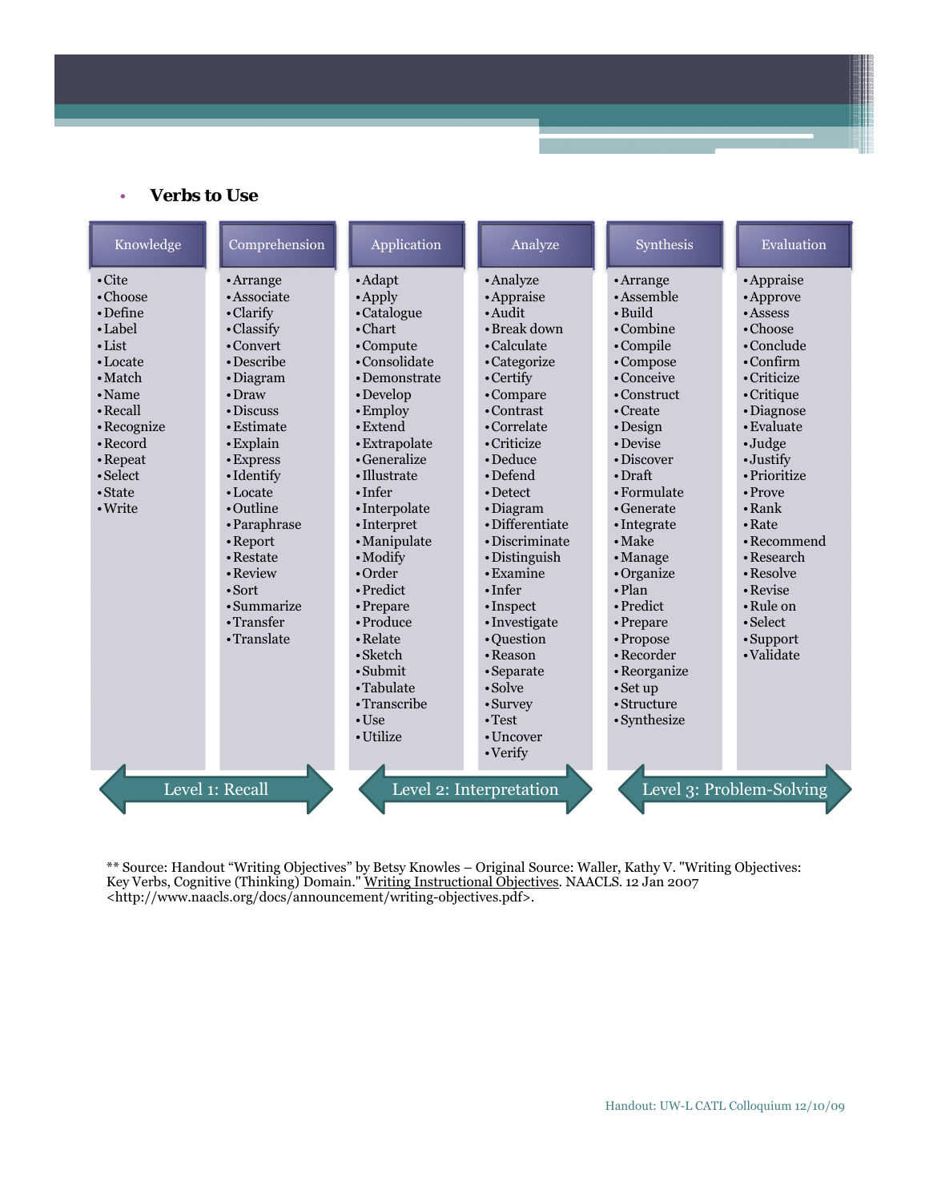- **Verbs to Use**

| Knowledge | Comprehension | Application | Analyze | Synthesis | Evaluation |
|---|---|---|---|---|---|
| • Cite | • Arrange | • Adapt | • Analyze | • Arrange | • Appraise |
| • Choose | • Associate | • Apply | • Appraise | • Assemble | • Approve |
| • Define | • Clarify | • Catalogue | • Audit | • Build | • Assess |
| • Label | • Classify | • Chart | • Break down | • Combine | • Choose |
| • List | • Convert | • Compute | • Calculate | • Compile | • Conclude |
| • Locate | • Describe | • Consolidate | • Categorize | • Compose | • Confirm |
| • Match | • Diagram | • Demonstrate | • Certify | • Conceive | • Criticize |
| • Name | • Draw | • Develop | • Compare | • Construct | • Critique |
| • Recall | • Discuss | • Employ | • Contrast | • Create | • Diagnose |
| • Recognize | • Estimate | • Extend | • Correlate | • Design | • Evaluate |
| • Record | • Explain | • Extrapolate | • Criticize | • Devise | • Judge |
| • Repeat | • Express | • Generalize | • Deduce | • Discover | • Justify |
| • Select | • Identify | • Illustrate | • Defend | • Draft | • Prioritize |
| • State | • Locate | • Infer | • Detect | • Formulate | • Prove |
| • Write | • Outline | • Interpolate | • Diagram | • Generate | • Rank |
| | • Paraphrase | • Interpret | • Differentiate | • Integrate | • Rate |
| | • Report | • Manipulate | • Discriminate | • Make | • Recommend |
| | • Restate | • Modify | • Distinguish | • Manage | • Research |
| | • Review | • Order | • Examine | • Organize | • Resolve |
| | • Sort | • Predict | • Infer | • Plan | • Revise |
| | • Summarize | • Prepare | • Inspect | • Predict | • Rule on |
| | • Transfer | • Produce | • Investigate | • Prepare | • Select |
| | • Translate | • Relate | • Question | • Propose | • Support |
| | | • Sketch | • Reason | • Recorder | • Validate |
| | | • Submit | • Separate | • Reorganize | |
| | | • Tabulate | • Solve | • Set up | |
| | | • Transcribe | • Survey | • Structure | |
| | | • Use | • Test | • Synthesize | |
| | | • Utilize | • Uncover | | |
| | | | • Verify | | |

| Level 1: Recall | | Level 2: Interpretation | | Level 3: Problem-Solving | |
|---|---|---|---|---|---|

** Source: Handout "Writing Objectives" by Betsy Knowles – Original Source: Waller, Kathy V. "Writing Objectives: Key Verbs, Cognitive (Thinking) Domain." Writing Instructional Objectives. NAACLS. 12 Jan 2007 <http://www.naacls.org/docs/announcement/writing-objectives.pdf>.

Handout: UW-L CATL Colloquium 12/10/09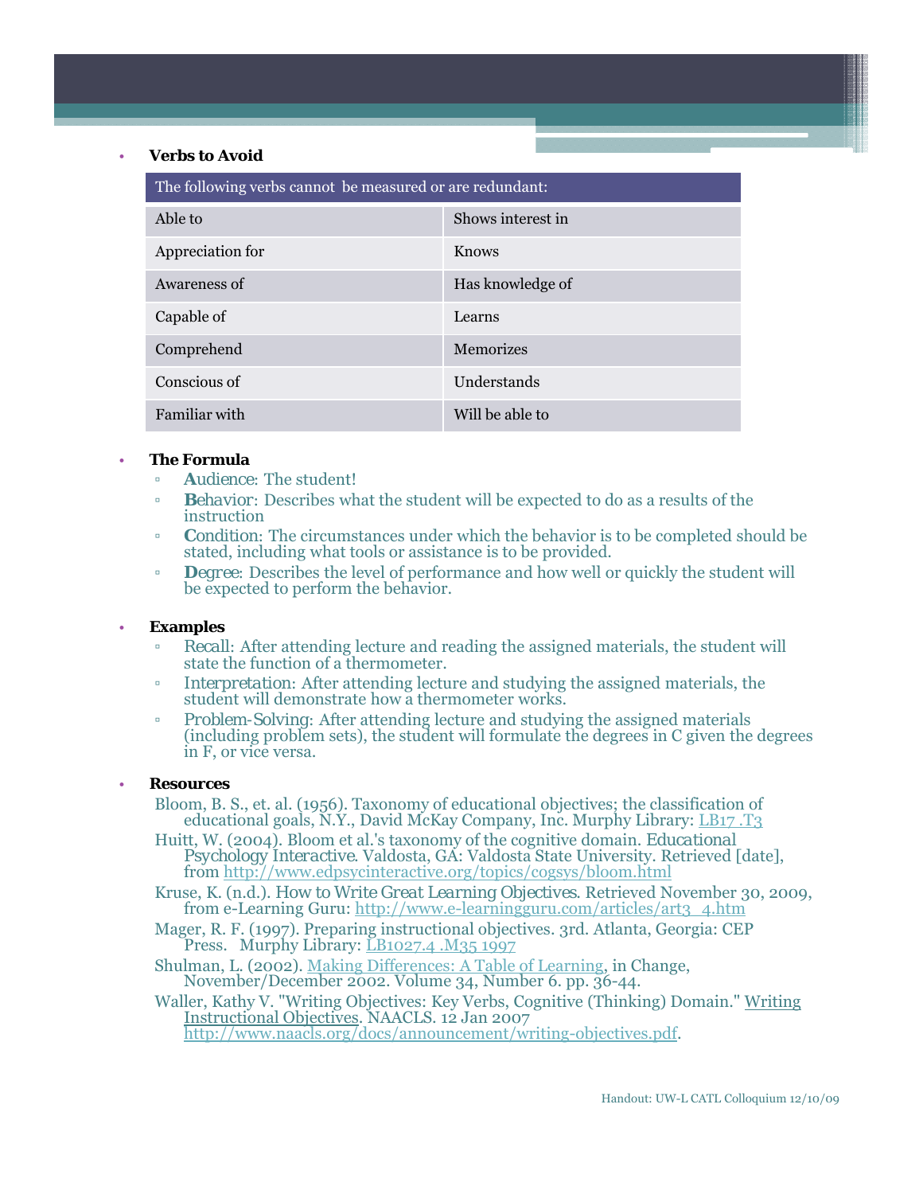- **Verbs to Avoid**

| The following verbs cannot be measured or are redundant: | |
|---|---|
| Able to | Shows interest in |
| Appreciation for | Knows |
| Awareness of | Has knowledge of |
| Capable of | Learns |
| Comprehend | Memorizes |
| Conscious of | Understands |
| Familiar with | Will be able to |

- **The Formula**
  - **A**udience: The student!
  - **B**ehavior: Describes what the student will be expected to do as a results of the instruction
  - **C**ondition: The circumstances under which the behavior is to be completed should be stated, including what tools or assistance is to be provided.
  - **D**egree: Describes the level of performance and how well or quickly the student will be expected to perform the behavior.

- **Examples**
  - Recall: After attending lecture and reading the assigned materials, the student will state the function of a thermometer.
  - Interpretation: After attending lecture and studying the assigned materials, the student will demonstrate how a thermometer works.
  - Problem-Solving: After attending lecture and studying the assigned materials (including problem sets), the student will formulate the degrees in C given the degrees in F, or vice versa.

- **Resources**

Bloom, B. S., et. al. (1956). Taxonomy of educational objectives; the classification of educational goals, N.Y., David McKay Company, Inc. Murphy Library: LB17 .T3

Huitt, W. (2004). Bloom et al.'s taxonomy of the cognitive domain. *Educational Psychology Interactive*. Valdosta, GA: Valdosta State University. Retrieved [date], from http://www.edpsycinteractive.org/topics/cogsys/bloom.html

Kruse, K. (n.d.). *How to Write Great Learning Objectives*. Retrieved November 30, 2009, from e-Learning Guru: http://www.e-learningguru.com/articles/art3_4.htm

Mager, R. F. (1997). Preparing instructional objectives. 3rd. Atlanta, Georgia: CEP Press. Murphy Library: LB1027.4 .M35 1997

Shulman, L. (2002). Making Differences: A Table of Learning, in Change, November/December 2002. Volume 34, Number 6. pp. 36-44.

Waller, Kathy V. "Writing Objectives: Key Verbs, Cognitive (Thinking) Domain." Writing Instructional Objectives. NAACLS. 12 Jan 2007 http://www.naacls.org/docs/announcement/writing-objectives.pdf.

Handout: UW-L CATL Colloquium 12/10/09